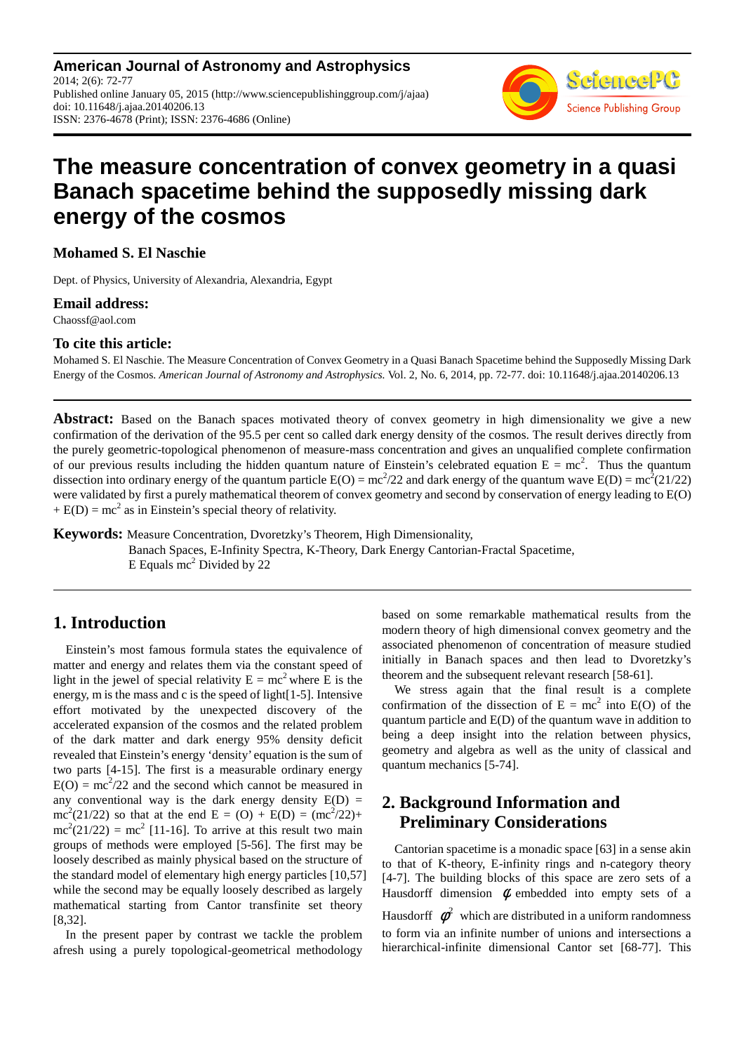**American Journal of Astronomy and Astrophysics**
2014; 2(6): 72-77
Published online January 05, 2015 (http://www.sciencepublishinggroup.com/j/ajaa)
doi: 10.11648/j.ajaa.20140206.13
ISSN: 2376-4678 (Print); ISSN: 2376-4686 (Online)

# The measure concentration of convex geometry in a quasi Banach spacetime behind the supposedly missing dark energy of the cosmos

**Mohamed S. El Naschie**

Dept. of Physics, University of Alexandria, Alexandria, Egypt

### Email address:

Chaossf@aol.com

### To cite this article:

Mohamed S. El Naschie. The Measure Concentration of Convex Geometry in a Quasi Banach Spacetime behind the Supposedly Missing Dark Energy of the Cosmos. *American Journal of Astronomy and Astrophysics.* Vol. 2, No. 6, 2014, pp. 72-77. doi: 10.11648/j.ajaa.20140206.13

---

**Abstract:** Based on the Banach spaces motivated theory of convex geometry in high dimensionality we give a new confirmation of the derivation of the 95.5 per cent so called dark energy density of the cosmos. The result derives directly from the purely geometric-topological phenomenon of measure-mass concentration and gives an unqualified complete confirmation of our previous results including the hidden quantum nature of Einstein's celebrated equation $E = mc^2$. Thus the quantum dissection into ordinary energy of the quantum particle $E(O) = mc^2/22$ and dark energy of the quantum wave $E(D) = mc^2(21/22)$ were validated by first a purely mathematical theorem of convex geometry and second by conservation of energy leading to $E(O) + E(D) = mc^2$ as in Einstein's special theory of relativity.

**Keywords:** Measure Concentration, Dvoretzky's Theorem, High Dimensionality, Banach Spaces, E-Infinity Spectra, K-Theory, Dark Energy Cantorian-Fractal Spacetime, E Equals $mc^2$ Divided by 22

---

## 1. Introduction

Einstein's most famous formula states the equivalence of matter and energy and relates them via the constant speed of light in the jewel of special relativity $E = mc^2$ where E is the energy, m is the mass and c is the speed of light[1-5]. Intensive effort motivated by the unexpected discovery of the accelerated expansion of the cosmos and the related problem of the dark matter and dark energy 95% density deficit revealed that Einstein's energy 'density' equation is the sum of two parts [4-15]. The first is a measurable ordinary energy $E(O) = mc^2/22$ and the second which cannot be measured in any conventional way is the dark energy density $E(D) = mc^2(21/22)$ so that at the end $E = (O) + E(D) = (mc^2/22) + mc^2(21/22) = mc^2$ [11-16]. To arrive at this result two main groups of methods were employed [5-56]. The first may be loosely described as mainly physical based on the structure of the standard model of elementary high energy particles [10,57] while the second may be equally loosely described as largely mathematical starting from Cantor transfinite set theory [8,32].

In the present paper by contrast we tackle the problem afresh using a purely topological-geometrical methodology based on some remarkable mathematical results from the modern theory of high dimensional convex geometry and the associated phenomenon of concentration of measure studied initially in Banach spaces and then lead to Dvoretzky's theorem and the subsequent relevant research [58-61].

We stress again that the final result is a complete confirmation of the dissection of $E = mc^2$ into E(O) of the quantum particle and E(D) of the quantum wave in addition to being a deep insight into the relation between physics, geometry and algebra as well as the unity of classical and quantum mechanics [5-74].

## 2. Background Information and Preliminary Considerations

Cantorian spacetime is a monadic space [63] in a sense akin to that of K-theory, E-infinity rings and n-category theory [4-7]. The building blocks of this space are zero sets of a Hausdorff dimension $\phi$ embedded into empty sets of a Hausdorff $\phi^2$ which are distributed in a uniform randomness to form via an infinite number of unions and intersections a hierarchical-infinite dimensional Cantor set [68-77]. This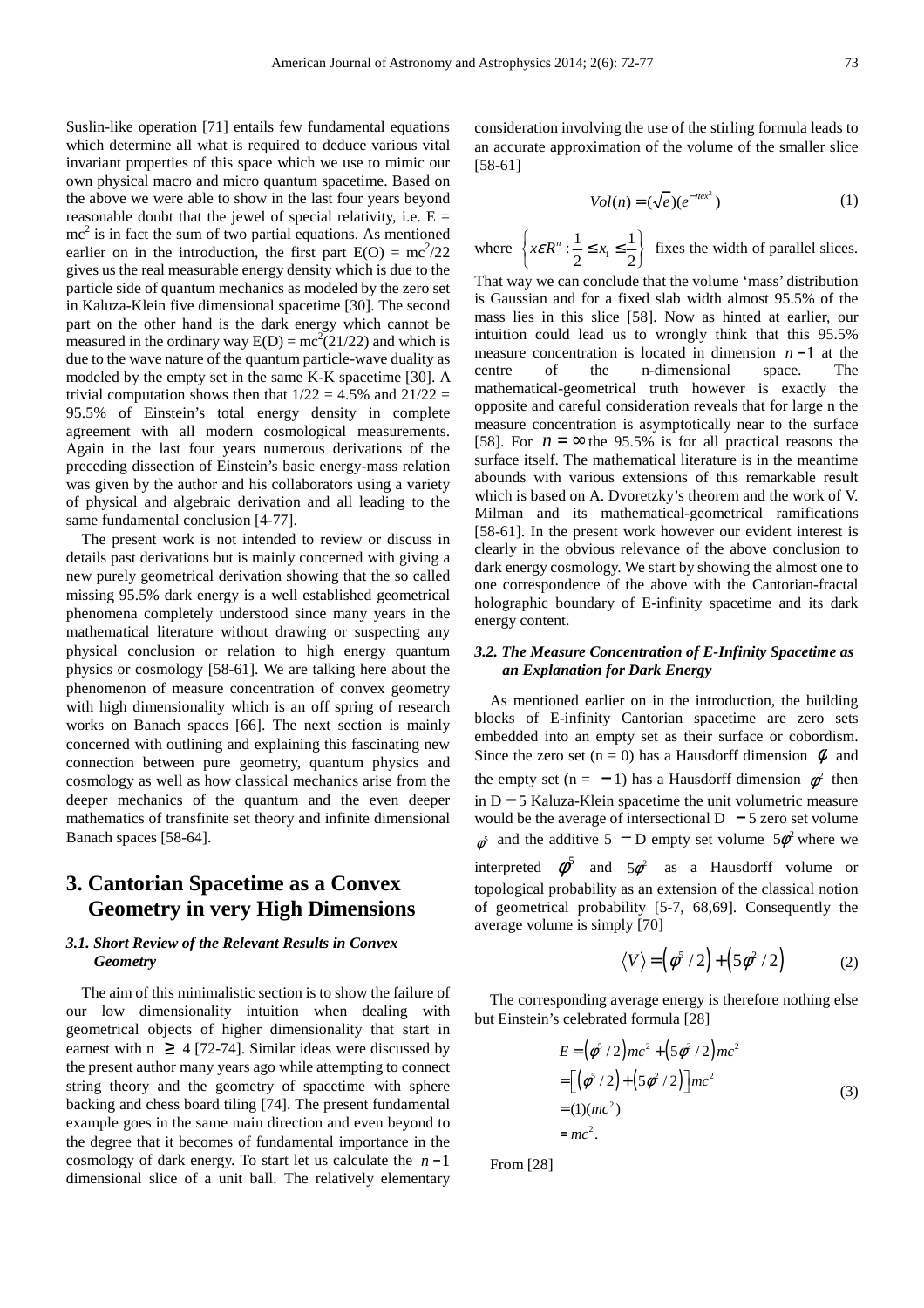Suslin-like operation [71] entails few fundamental equations which determine all what is required to deduce various vital invariant properties of this space which we use to mimic our own physical macro and micro quantum spacetime. Based on the above we were able to show in the last four years beyond reasonable doubt that the jewel of special relativity, i.e. $E = mc^2$ is in fact the sum of two partial equations. As mentioned earlier on in the introduction, the first part $E(O) = mc^2/22$ gives us the real measurable energy density which is due to the particle side of quantum mechanics as modeled by the zero set in Kaluza-Klein five dimensional spacetime [30]. The second part on the other hand is the dark energy which cannot be measured in the ordinary way $E(D) = mc^2(21/22)$ and which is due to the wave nature of the quantum particle-wave duality as modeled by the empty set in the same K-K spacetime [30]. A trivial computation shows then that $1/22 = 4.5\%$ and $21/22 = 95.5\%$ of Einstein's total energy density in complete agreement with all modern cosmological measurements. Again in the last four years numerous derivations of the preceding dissection of Einstein's basic energy-mass relation was given by the author and his collaborators using a variety of physical and algebraic derivation and all leading to the same fundamental conclusion [4-77].

The present work is not intended to review or discuss in details past derivations but is mainly concerned with giving a new purely geometrical derivation showing that the so called missing 95.5% dark energy is a well established geometrical phenomena completely understood since many years in the mathematical literature without drawing or suspecting any physical conclusion or relation to high energy quantum physics or cosmology [58-61]. We are talking here about the phenomenon of measure concentration of convex geometry with high dimensionality which is an off spring of research works on Banach spaces [66]. The next section is mainly concerned with outlining and explaining this fascinating new connection between pure geometry, quantum physics and cosmology as well as how classical mechanics arise from the deeper mechanics of the quantum and the even deeper mathematics of transfinite set theory and infinite dimensional Banach spaces [58-64].

# 3. Cantorian Spacetime as a Convex Geometry in very High Dimensions

### *3.1. Short Review of the Relevant Results in Convex Geometry*

The aim of this minimalistic section is to show the failure of our low dimensionality intuition when dealing with geometrical objects of higher dimensionality that start in earnest with $n \geq 4$ [72-74]. Similar ideas were discussed by the present author many years ago while attempting to connect string theory and the geometry of spacetime with sphere backing and chess board tiling [74]. The present fundamental example goes in the same main direction and even beyond to the degree that it becomes of fundamental importance in the cosmology of dark energy. To start let us calculate the $n-1$ dimensional slice of a unit ball. The relatively elementary consideration involving the use of the stirling formula leads to an accurate approximation of the volume of the smaller slice [58-61]

$$Vol(n) = (\sqrt{e})(e^{-\pi e x^2}) \tag{1}$$

where $\left\{ x \varepsilon R^n : \frac{1}{2} \leq x_1 \leq \frac{1}{2} \right\}$ fixes the width of parallel slices. That way we can conclude that the volume 'mass' distribution is Gaussian and for a fixed slab width almost 95.5% of the mass lies in this slice [58]. Now as hinted at earlier, our intuition could lead us to wrongly think that this 95.5% measure concentration is located in dimension $n-1$ at the centre of the n-dimensional space. The mathematical-geometrical truth however is exactly the opposite and careful consideration reveals that for large n the measure concentration is asymptotically near to the surface [58]. For $n = \infty$ the 95.5% is for all practical reasons the surface itself. The mathematical literature is in the meantime abounds with various extensions of this remarkable result which is based on A. Dvoretzky's theorem and the work of V. Milman and its mathematical-geometrical ramifications [58-61]. In the present work however our evident interest is clearly in the obvious relevance of the above conclusion to dark energy cosmology. We start by showing the almost one to one correspondence of the above with the Cantorian-fractal holographic boundary of E-infinity spacetime and its dark energy content.

### *3.2. The Measure Concentration of E-Infinity Spacetime as an Explanation for Dark Energy*

As mentioned earlier on in the introduction, the building blocks of E-infinity Cantorian spacetime are zero sets embedded into an empty set as their surface or cobordism. Since the zero set ($n = 0$) has a Hausdorff dimension $\phi$ and the empty set ($n = -1$) has a Hausdorff dimension $\phi^2$ then in $D = 5$ Kaluza-Klein spacetime the unit volumetric measure would be the average of intersectional $D = 5$ zero set volume $\phi^5$ and the additive $5 = D$ empty set volume $5\phi^2$ where we interpreted $\phi^5$ and $5\phi^2$ as a Hausdorff volume or topological probability as an extension of the classical notion of geometrical probability [5-7, 68,69]. Consequently the average volume is simply [70]

$$\langle V \rangle = \left(\phi^5/2\right) + \left(5\phi^2/2\right) \tag{2}$$

The corresponding average energy is therefore nothing else but Einstein's celebrated formula [28]

$$\begin{aligned}
E &= \left(\phi^5/2\right)mc^2 + \left(5\phi^2/2\right)mc^2 \\
&= \left[\left(\phi^5/2\right) + \left(5\phi^2/2\right)\right]mc^2 \\
&= (1)(mc^2) \\
&= mc^2.
\end{aligned} \tag{3}$$

From [28]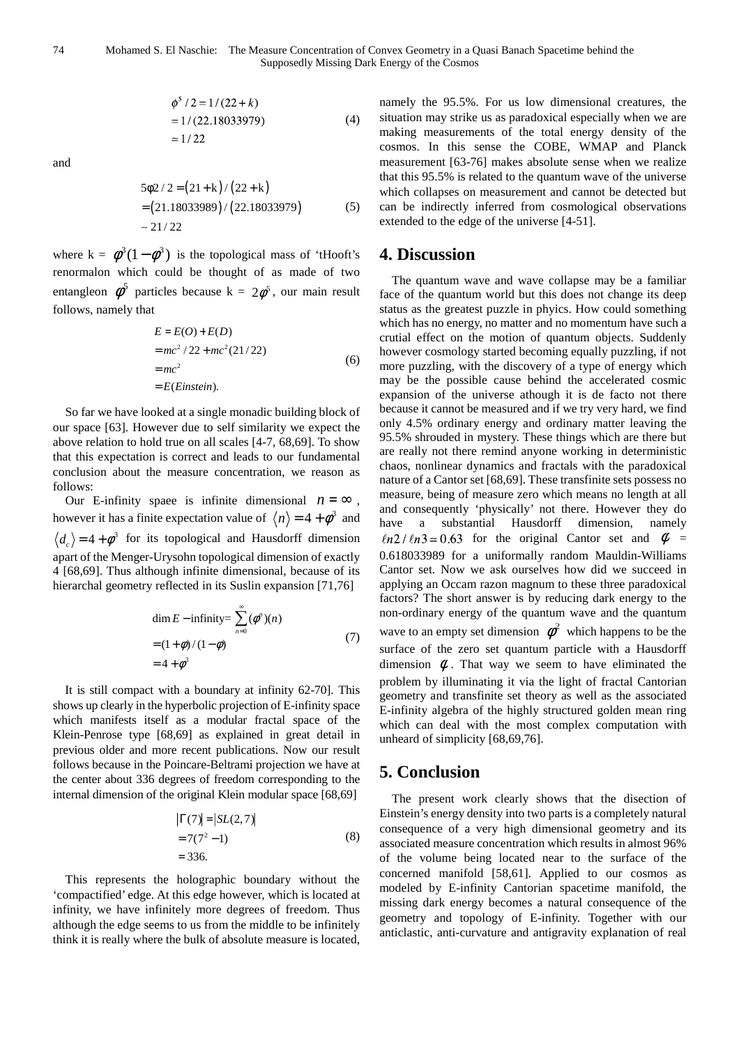$$\begin{aligned}\phi^5/2 &= 1/(22+k)\\ &= 1/(22.18033979)\\ &\simeq 1/22\end{aligned} \qquad (4)$$

and

$$\begin{aligned}5\phi 2/2 &= (21+k)/(22+k)\\ &= (21.18033989)/(22.18033979)\\ &\sim 21/22\end{aligned} \qquad (5)$$

where k = $\phi^3(1-\phi^3)$ is the topological mass of 'tHooft's renormalon which could be thought of as made of two entangleon $\phi^5$ particles because k = $2\phi^5$, our main result follows, namely that

$$\begin{aligned}E &= E(O)+E(D)\\ &= mc^2/22 + mc^2(21/22)\\ &= mc^2\\ &= E(Einstein).\end{aligned} \qquad (6)$$

So far we have looked at a single monadic building block of our space [63]. However due to self similarity we expect the above relation to hold true on all scales [4-7, 68,69]. To show that this expectation is correct and leads to our fundamental conclusion about the measure concentration, we reason as follows:

Our E-infinity spaee is infinite dimensional $n=\infty$, however it has a finite expectation value of $\langle n\rangle = 4+\phi^3$ and $\langle d_c\rangle = 4+\phi^3$ for its topological and Hausdorff dimension apart of the Menger-Urysohn topological dimension of exactly 4 [68,69]. Thus although infinite dimensional, because of its hierarchal geometry reflected in its Suslin expansion [71,76]

$$\begin{aligned}\dim E-\text{infinity} &= \sum_{n=0}^{\infty}(\phi^n)(n)\\ &= (1+\phi)/(1-\phi)\\ &= 4+\phi^3\end{aligned} \qquad (7)$$

It is still compact with a boundary at infinity 62-70]. This shows up clearly in the hyperbolic projection of E-infinity space which manifests itself as a modular fractal space of the Klein-Penrose type [68,69] as explained in great detail in previous older and more recent publications. Now our result follows because in the Poincare-Beltrami projection we have at the center about 336 degrees of freedom corresponding to the internal dimension of the original Klein modular space [68,69]

$$\begin{aligned}|\Gamma(7)| &= |SL(2,7)|\\ &= 7(7^2-1)\\ &= 336.\end{aligned} \qquad (8)$$

This represents the holographic boundary without the 'compactified' edge. At this edge however, which is located at infinity, we have infinitely more degrees of freedom. Thus although the edge seems to us from the middle to be infinitely think it is really where the bulk of absolute measure is located, namely the 95.5%. For us low dimensional creatures, the situation may strike us as paradoxical especially when we are making measurements of the total energy density of the cosmos. In this sense the COBE, WMAP and Planck measurement [63-76] makes absolute sense when we realize that this 95.5% is related to the quantum wave of the universe which collapses on measurement and cannot be detected but can be indirectly inferred from cosmological observations extended to the edge of the universe [4-51].

## 4. Discussion

The quantum wave and wave collapse may be a familiar face of the quantum world but this does not change its deep status as the greatest puzzle in phyics. How could something which has no energy, no matter and no momentum have such a crutial effect on the motion of quantum objects. Suddenly however cosmology started becoming equally puzzling, if not more puzzling, with the discovery of a type of energy which may be the possible cause behind the accelerated cosmic expansion of the universe athough it is de facto not there because it cannot be measured and if we try very hard, we find only 4.5% ordinary energy and ordinary matter leaving the 95.5% shrouded in mystery. These things which are there but are really not there remind anyone working in deterministic chaos, nonlinear dynamics and fractals with the paradoxical nature of a Cantor set [68,69]. These transfinite sets possess no measure, being of measure zero which means no length at all and consequently 'physically' not there. However they do have a substantial Hausdorff dimension, namely $\ell n2/\ell n3 \simeq 0.63$ for the original Cantor set and $\phi$ = 0.618033989 for a uniformally random Mauldin-Williams Cantor set. Now we ask ourselves how did we succeed in applying an Occam razon magnum to these three paradoxical factors? The short answer is by reducing dark energy to the non-ordinary energy of the quantum wave and the quantum wave to an empty set dimension $\phi^2$ which happens to be the surface of the zero set quantum particle with a Hausdorff dimension $\phi$. That way we seem to have eliminated the problem by illuminating it via the light of fractal Cantorian geometry and transfinite set theory as well as the associated E-infinity algebra of the highly structured golden mean ring which can deal with the most complex computation with unheard of simplicity [68,69,76].

## 5. Conclusion

The present work clearly shows that the disection of Einstein's energy density into two parts is a completely natural consequence of a very high dimensional geometry and its associated measure concentration which results in almost 96% of the volume being located near to the surface of the concerned manifold [58,61]. Applied to our cosmos as modeled by E-infinity Cantorian spacetime manifold, the missing dark energy becomes a natural consequence of the geometry and topology of E-infinity. Together with our anticlastic, anti-curvature and antigravity explanation of real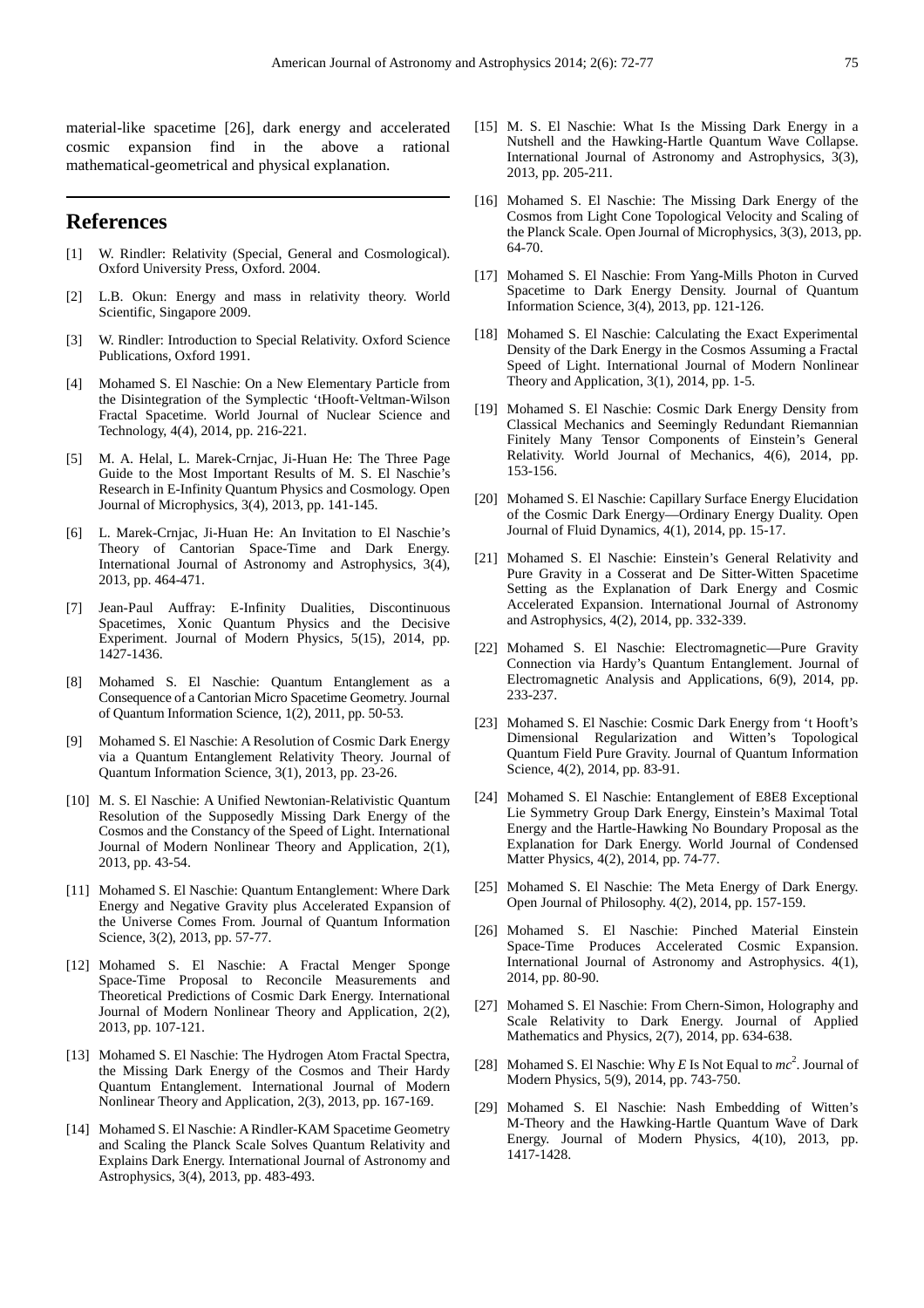material-like spacetime [26], dark energy and accelerated cosmic expansion find in the above a rational mathematical-geometrical and physical explanation.

## References

[1] W. Rindler: Relativity (Special, General and Cosmological). Oxford University Press, Oxford. 2004.

[2] L.B. Okun: Energy and mass in relativity theory. World Scientific, Singapore 2009.

[3] W. Rindler: Introduction to Special Relativity. Oxford Science Publications, Oxford 1991.

[4] Mohamed S. El Naschie: On a New Elementary Particle from the Disintegration of the Symplectic 'tHooft-Veltman-Wilson Fractal Spacetime. World Journal of Nuclear Science and Technology, 4(4), 2014, pp. 216-221.

[5] M. A. Helal, L. Marek-Crnjac, Ji-Huan He: The Three Page Guide to the Most Important Results of M. S. El Naschie's Research in E-Infinity Quantum Physics and Cosmology. Open Journal of Microphysics, 3(4), 2013, pp. 141-145.

[6] L. Marek-Crnjac, Ji-Huan He: An Invitation to El Naschie's Theory of Cantorian Space-Time and Dark Energy. International Journal of Astronomy and Astrophysics, 3(4), 2013, pp. 464-471.

[7] Jean-Paul Auffray: E-Infinity Dualities, Discontinuous Spacetimes, Xonic Quantum Physics and the Decisive Experiment. Journal of Modern Physics, 5(15), 2014, pp. 1427-1436.

[8] Mohamed S. El Naschie: Quantum Entanglement as a Consequence of a Cantorian Micro Spacetime Geometry. Journal of Quantum Information Science, 1(2), 2011, pp. 50-53.

[9] Mohamed S. El Naschie: A Resolution of Cosmic Dark Energy via a Quantum Entanglement Relativity Theory. Journal of Quantum Information Science, 3(1), 2013, pp. 23-26.

[10] M. S. El Naschie: A Unified Newtonian-Relativistic Quantum Resolution of the Supposedly Missing Dark Energy of the Cosmos and the Constancy of the Speed of Light. International Journal of Modern Nonlinear Theory and Application, 2(1), 2013, pp. 43-54.

[11] Mohamed S. El Naschie: Quantum Entanglement: Where Dark Energy and Negative Gravity plus Accelerated Expansion of the Universe Comes From. Journal of Quantum Information Science, 3(2), 2013, pp. 57-77.

[12] Mohamed S. El Naschie: A Fractal Menger Sponge Space-Time Proposal to Reconcile Measurements and Theoretical Predictions of Cosmic Dark Energy. International Journal of Modern Nonlinear Theory and Application, 2(2), 2013, pp. 107-121.

[13] Mohamed S. El Naschie: The Hydrogen Atom Fractal Spectra, the Missing Dark Energy of the Cosmos and Their Hardy Quantum Entanglement. International Journal of Modern Nonlinear Theory and Application, 2(3), 2013, pp. 167-169.

[14] Mohamed S. El Naschie: A Rindler-KAM Spacetime Geometry and Scaling the Planck Scale Solves Quantum Relativity and Explains Dark Energy. International Journal of Astronomy and Astrophysics, 3(4), 2013, pp. 483-493.

[15] M. S. El Naschie: What Is the Missing Dark Energy in a Nutshell and the Hawking-Hartle Quantum Wave Collapse. International Journal of Astronomy and Astrophysics, 3(3), 2013, pp. 205-211.

[16] Mohamed S. El Naschie: The Missing Dark Energy of the Cosmos from Light Cone Topological Velocity and Scaling of the Planck Scale. Open Journal of Microphysics, 3(3), 2013, pp. 64-70.

[17] Mohamed S. El Naschie: From Yang-Mills Photon in Curved Spacetime to Dark Energy Density. Journal of Quantum Information Science, 3(4), 2013, pp. 121-126.

[18] Mohamed S. El Naschie: Calculating the Exact Experimental Density of the Dark Energy in the Cosmos Assuming a Fractal Speed of Light. International Journal of Modern Nonlinear Theory and Application, 3(1), 2014, pp. 1-5.

[19] Mohamed S. El Naschie: Cosmic Dark Energy Density from Classical Mechanics and Seemingly Redundant Riemannian Finitely Many Tensor Components of Einstein's General Relativity. World Journal of Mechanics, 4(6), 2014, pp. 153-156.

[20] Mohamed S. El Naschie: Capillary Surface Energy Elucidation of the Cosmic Dark Energy—Ordinary Energy Duality. Open Journal of Fluid Dynamics, 4(1), 2014, pp. 15-17.

[21] Mohamed S. El Naschie: Einstein's General Relativity and Pure Gravity in a Cosserat and De Sitter-Witten Spacetime Setting as the Explanation of Dark Energy and Cosmic Accelerated Expansion. International Journal of Astronomy and Astrophysics, 4(2), 2014, pp. 332-339.

[22] Mohamed S. El Naschie: Electromagnetic—Pure Gravity Connection via Hardy's Quantum Entanglement. Journal of Electromagnetic Analysis and Applications, 6(9), 2014, pp. 233-237.

[23] Mohamed S. El Naschie: Cosmic Dark Energy from 't Hooft's Dimensional Regularization and Witten's Topological Quantum Field Pure Gravity. Journal of Quantum Information Science, 4(2), 2014, pp. 83-91.

[24] Mohamed S. El Naschie: Entanglement of E8E8 Exceptional Lie Symmetry Group Dark Energy, Einstein's Maximal Total Energy and the Hartle-Hawking No Boundary Proposal as the Explanation for Dark Energy. World Journal of Condensed Matter Physics, 4(2), 2014, pp. 74-77.

[25] Mohamed S. El Naschie: The Meta Energy of Dark Energy. Open Journal of Philosophy. 4(2), 2014, pp. 157-159.

[26] Mohamed S. El Naschie: Pinched Material Einstein Space-Time Produces Accelerated Cosmic Expansion. International Journal of Astronomy and Astrophysics. 4(1), 2014, pp. 80-90.

[27] Mohamed S. El Naschie: From Chern-Simon, Holography and Scale Relativity to Dark Energy. Journal of Applied Mathematics and Physics, 2(7), 2014, pp. 634-638.

[28] Mohamed S. El Naschie: Why $E$ Is Not Equal to $mc^2$. Journal of Modern Physics, 5(9), 2014, pp. 743-750.

[29] Mohamed S. El Naschie: Nash Embedding of Witten's M-Theory and the Hawking-Hartle Quantum Wave of Dark Energy. Journal of Modern Physics, 4(10), 2013, pp. 1417-1428.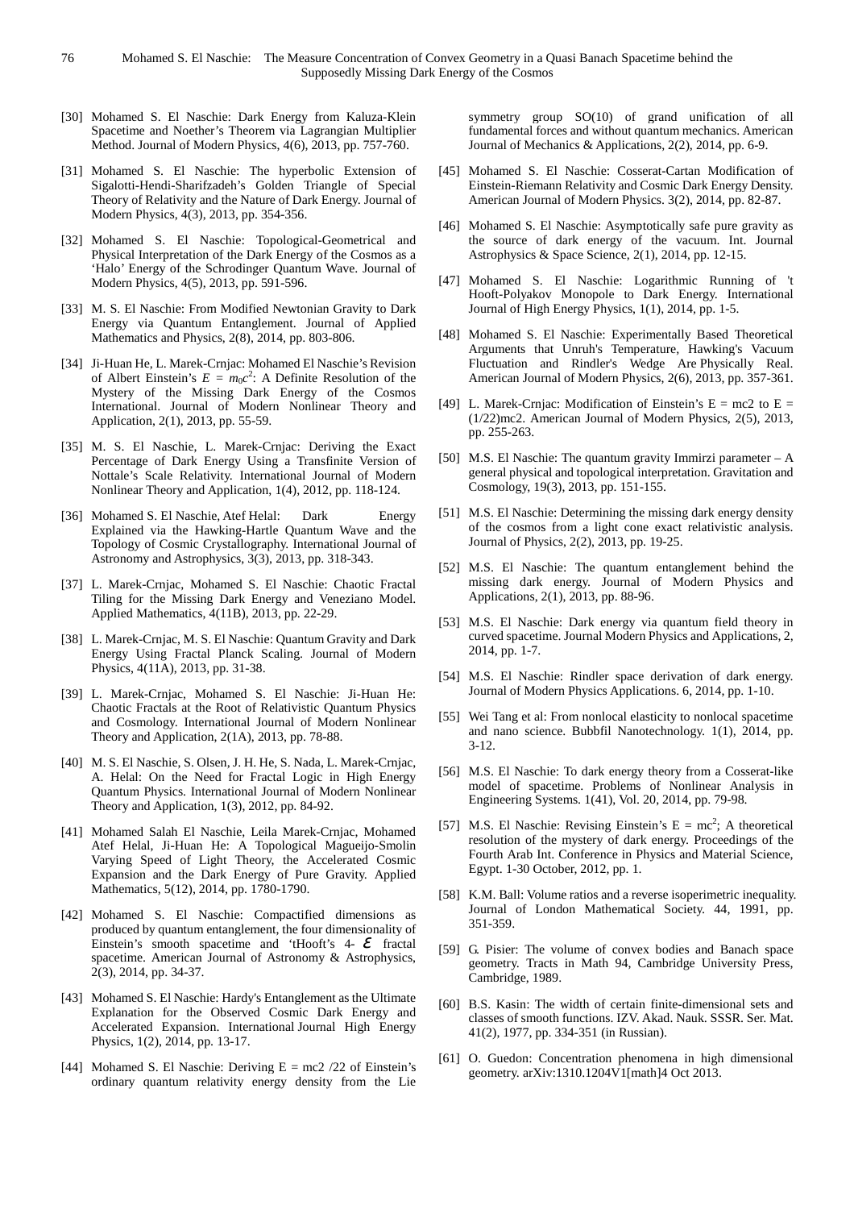[30] Mohamed S. El Naschie: Dark Energy from Kaluza-Klein Spacetime and Noether's Theorem via Lagrangian Multiplier Method. Journal of Modern Physics, 4(6), 2013, pp. 757-760.

[31] Mohamed S. El Naschie: The hyperbolic Extension of Sigalotti-Hendi-Sharifzadeh's Golden Triangle of Special Theory of Relativity and the Nature of Dark Energy. Journal of Modern Physics, 4(3), 2013, pp. 354-356.

[32] Mohamed S. El Naschie: Topological-Geometrical and Physical Interpretation of the Dark Energy of the Cosmos as a 'Halo' Energy of the Schrodinger Quantum Wave. Journal of Modern Physics, 4(5), 2013, pp. 591-596.

[33] M. S. El Naschie: From Modified Newtonian Gravity to Dark Energy via Quantum Entanglement. Journal of Applied Mathematics and Physics, 2(8), 2014, pp. 803-806.

[34] Ji-Huan He, L. Marek-Crnjac: Mohamed El Naschie's Revision of Albert Einstein's $E = m_0c^2$: A Definite Resolution of the Mystery of the Missing Dark Energy of the Cosmos International. Journal of Modern Nonlinear Theory and Application, 2(1), 2013, pp. 55-59.

[35] M. S. El Naschie, L. Marek-Crnjac: Deriving the Exact Percentage of Dark Energy Using a Transfinite Version of Nottale's Scale Relativity. International Journal of Modern Nonlinear Theory and Application, 1(4), 2012, pp. 118-124.

[36] Mohamed S. El Naschie, Atef Helal: Dark Energy Explained via the Hawking-Hartle Quantum Wave and the Topology of Cosmic Crystallography. International Journal of Astronomy and Astrophysics, 3(3), 2013, pp. 318-343.

[37] L. Marek-Crnjac, Mohamed S. El Naschie: Chaotic Fractal Tiling for the Missing Dark Energy and Veneziano Model. Applied Mathematics, 4(11B), 2013, pp. 22-29.

[38] L. Marek-Crnjac, M. S. El Naschie: Quantum Gravity and Dark Energy Using Fractal Planck Scaling. Journal of Modern Physics, 4(11A), 2013, pp. 31-38.

[39] L. Marek-Crnjac, Mohamed S. El Naschie: Ji-Huan He: Chaotic Fractals at the Root of Relativistic Quantum Physics and Cosmology. International Journal of Modern Nonlinear Theory and Application, 2(1A), 2013, pp. 78-88.

[40] M. S. El Naschie, S. Olsen, J. H. He, S. Nada, L. Marek-Crnjac, A. Helal: On the Need for Fractal Logic in High Energy Quantum Physics. International Journal of Modern Nonlinear Theory and Application, 1(3), 2012, pp. 84-92.

[41] Mohamed Salah El Naschie, Leila Marek-Crnjac, Mohamed Atef Helal, Ji-Huan He: A Topological Magueijo-Smolin Varying Speed of Light Theory, the Accelerated Cosmic Expansion and the Dark Energy of Pure Gravity. Applied Mathematics, 5(12), 2014, pp. 1780-1790.

[42] Mohamed S. El Naschie: Compactified dimensions as produced by quantum entanglement, the four dimensionality of Einstein's smooth spacetime and 'tHooft's 4- $\varepsilon$ fractal spacetime. American Journal of Astronomy & Astrophysics, 2(3), 2014, pp. 34-37.

[43] Mohamed S. El Naschie: Hardy's Entanglement as the Ultimate Explanation for the Observed Cosmic Dark Energy and Accelerated Expansion. International Journal High Energy Physics, 1(2), 2014, pp. 13-17.

[44] Mohamed S. El Naschie: Deriving E = mc2 /22 of Einstein's ordinary quantum relativity energy density from the Lie symmetry group SO(10) of grand unification of all fundamental forces and without quantum mechanics. American Journal of Mechanics & Applications, 2(2), 2014, pp. 6-9.

[45] Mohamed S. El Naschie: Cosserat-Cartan Modification of Einstein-Riemann Relativity and Cosmic Dark Energy Density. American Journal of Modern Physics. 3(2), 2014, pp. 82-87.

[46] Mohamed S. El Naschie: Asymptotically safe pure gravity as the source of dark energy of the vacuum. Int. Journal Astrophysics & Space Science, 2(1), 2014, pp. 12-15.

[47] Mohamed S. El Naschie: Logarithmic Running of 't Hooft-Polyakov Monopole to Dark Energy. International Journal of High Energy Physics, 1(1), 2014, pp. 1-5.

[48] Mohamed S. El Naschie: Experimentally Based Theoretical Arguments that Unruh's Temperature, Hawking's Vacuum Fluctuation and Rindler's Wedge Are Physically Real. American Journal of Modern Physics, 2(6), 2013, pp. 357-361.

[49] L. Marek-Crnjac: Modification of Einstein's E = mc2 to E = (1/22)mc2. American Journal of Modern Physics, 2(5), 2013, pp. 255-263.

[50] M.S. El Naschie: The quantum gravity Immirzi parameter – A general physical and topological interpretation. Gravitation and Cosmology, 19(3), 2013, pp. 151-155.

[51] M.S. El Naschie: Determining the missing dark energy density of the cosmos from a light cone exact relativistic analysis. Journal of Physics, 2(2), 2013, pp. 19-25.

[52] M.S. El Naschie: The quantum entanglement behind the missing dark energy. Journal of Modern Physics and Applications, 2(1), 2013, pp. 88-96.

[53] M.S. El Naschie: Dark energy via quantum field theory in curved spacetime. Journal Modern Physics and Applications, 2, 2014, pp. 1-7.

[54] M.S. El Naschie: Rindler space derivation of dark energy. Journal of Modern Physics Applications. 6, 2014, pp. 1-10.

[55] Wei Tang et al: From nonlocal elasticity to nonlocal spacetime and nano science. Bubbfil Nanotechnology. 1(1), 2014, pp. 3-12.

[56] M.S. El Naschie: To dark energy theory from a Cosserat-like model of spacetime. Problems of Nonlinear Analysis in Engineering Systems. 1(41), Vol. 20, 2014, pp. 79-98.

[57] M.S. El Naschie: Revising Einstein's $E = mc^2$; A theoretical resolution of the mystery of dark energy. Proceedings of the Fourth Arab Int. Conference in Physics and Material Science, Egypt. 1-30 October, 2012, pp. 1.

[58] K.M. Ball: Volume ratios and a reverse isoperimetric inequality. Journal of London Mathematical Society. 44, 1991, pp. 351-359.

[59] G. Pisier: The volume of convex bodies and Banach space geometry. Tracts in Math 94, Cambridge University Press, Cambridge, 1989.

[60] B.S. Kasin: The width of certain finite-dimensional sets and classes of smooth functions. IZV. Akad. Nauk. SSSR. Ser. Mat. 41(2), 1977, pp. 334-351 (in Russian).

[61] O. Guedon: Concentration phenomena in high dimensional geometry. arXiv:1310.1204V1[math]4 Oct 2013.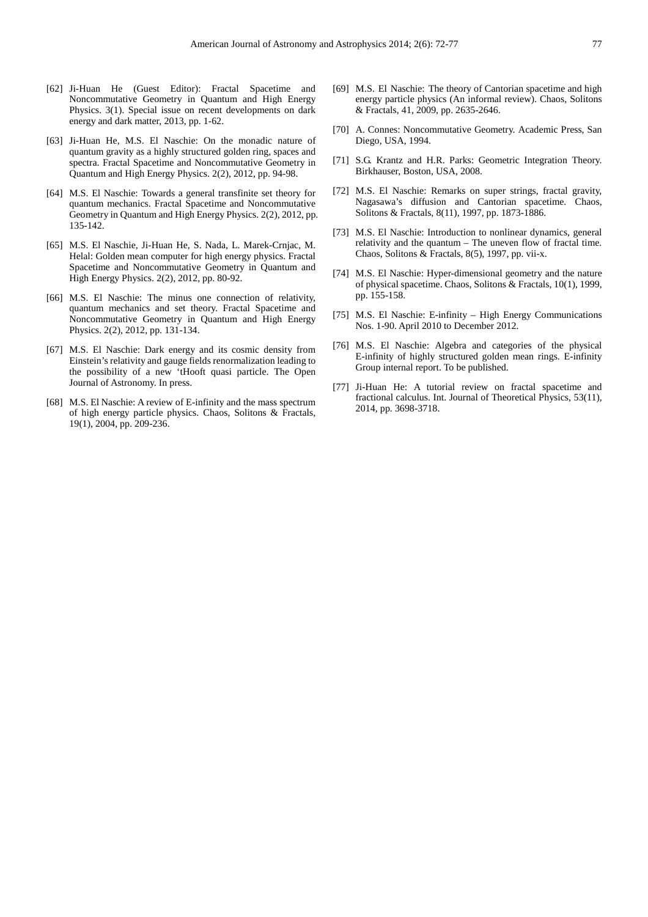[62] Ji-Huan He (Guest Editor): Fractal Spacetime and Noncommutative Geometry in Quantum and High Energy Physics. 3(1). Special issue on recent developments on dark energy and dark matter, 2013, pp. 1-62.

[63] Ji-Huan He, M.S. El Naschie: On the monadic nature of quantum gravity as a highly structured golden ring, spaces and spectra. Fractal Spacetime and Noncommutative Geometry in Quantum and High Energy Physics. 2(2), 2012, pp. 94-98.

[64] M.S. El Naschie: Towards a general transfinite set theory for quantum mechanics. Fractal Spacetime and Noncommutative Geometry in Quantum and High Energy Physics. 2(2), 2012, pp. 135-142.

[65] M.S. El Naschie, Ji-Huan He, S. Nada, L. Marek-Crnjac, M. Helal: Golden mean computer for high energy physics. Fractal Spacetime and Noncommutative Geometry in Quantum and High Energy Physics. 2(2), 2012, pp. 80-92.

[66] M.S. El Naschie: The minus one connection of relativity, quantum mechanics and set theory. Fractal Spacetime and Noncommutative Geometry in Quantum and High Energy Physics. 2(2), 2012, pp. 131-134.

[67] M.S. El Naschie: Dark energy and its cosmic density from Einstein's relativity and gauge fields renormalization leading to the possibility of a new 'tHooft quasi particle. The Open Journal of Astronomy. In press.

[68] M.S. El Naschie: A review of E-infinity and the mass spectrum of high energy particle physics. Chaos, Solitons & Fractals, 19(1), 2004, pp. 209-236.

[69] M.S. El Naschie: The theory of Cantorian spacetime and high energy particle physics (An informal review). Chaos, Solitons & Fractals, 41, 2009, pp. 2635-2646.

[70] A. Connes: Noncommutative Geometry. Academic Press, San Diego, USA, 1994.

[71] S.G. Krantz and H.R. Parks: Geometric Integration Theory. Birkhauser, Boston, USA, 2008.

[72] M.S. El Naschie: Remarks on super strings, fractal gravity, Nagasawa's diffusion and Cantorian spacetime. Chaos, Solitons & Fractals, 8(11), 1997, pp. 1873-1886.

[73] M.S. El Naschie: Introduction to nonlinear dynamics, general relativity and the quantum – The uneven flow of fractal time. Chaos, Solitons & Fractals, 8(5), 1997, pp. vii-x.

[74] M.S. El Naschie: Hyper-dimensional geometry and the nature of physical spacetime. Chaos, Solitons & Fractals, 10(1), 1999, pp. 155-158.

[75] M.S. El Naschie: E-infinity – High Energy Communications Nos. 1-90. April 2010 to December 2012.

[76] M.S. El Naschie: Algebra and categories of the physical E-infinity of highly structured golden mean rings. E-infinity Group internal report. To be published.

[77] Ji-Huan He: A tutorial review on fractal spacetime and fractional calculus. Int. Journal of Theoretical Physics, 53(11), 2014, pp. 3698-3718.